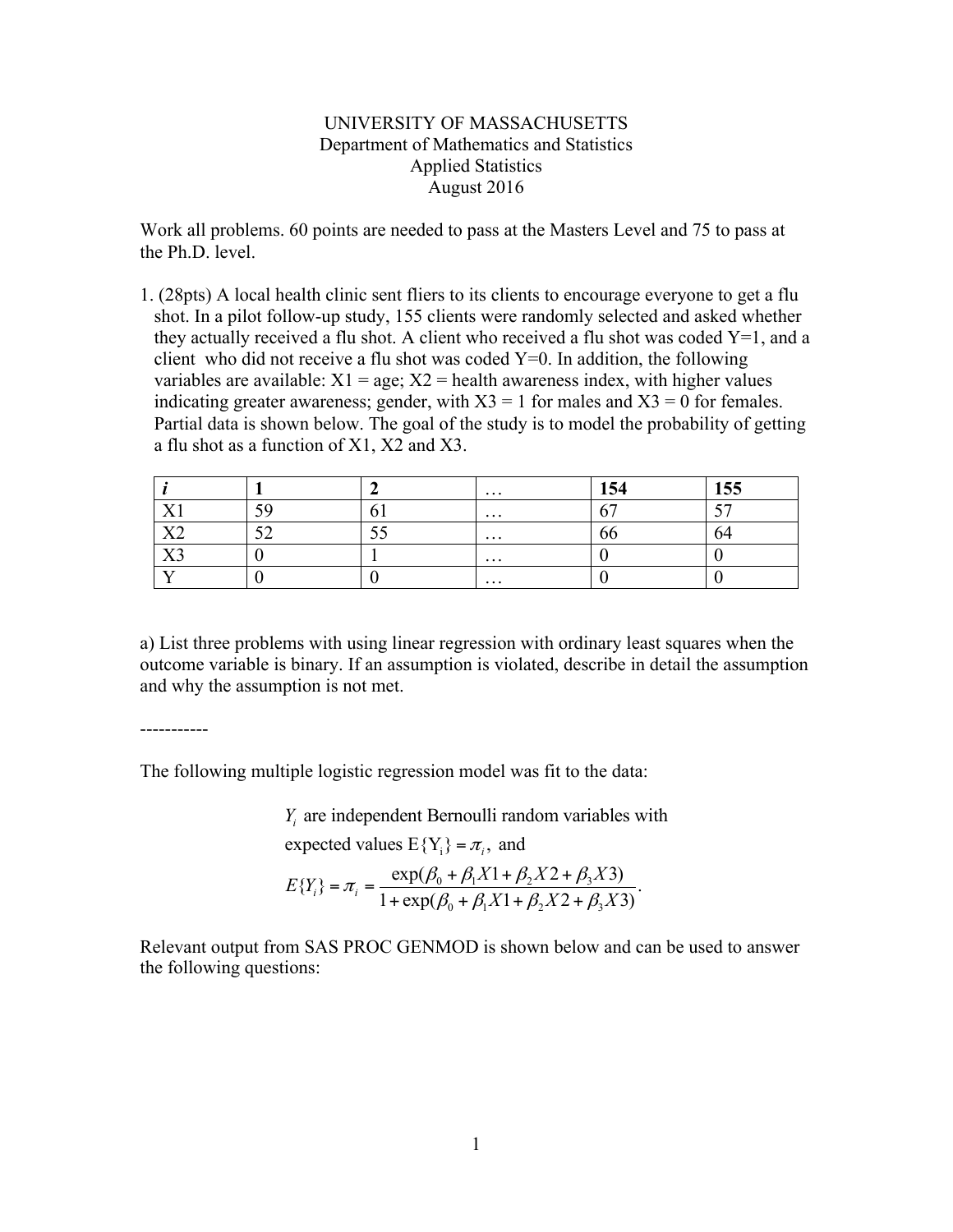UNIVERSITY OF MASSACHUSETTS
Department of Mathematics and Statistics
Applied Statistics
August 2016

Work all problems. 60 points are needed to pass at the Masters Level and 75 to pass at the Ph.D. level.

1. (28pts) A local health clinic sent fliers to its clients to encourage everyone to get a flu shot. In a pilot follow-up study, 155 clients were randomly selected and asked whether they actually received a flu shot. A client who received a flu shot was coded Y=1, and a client who did not receive a flu shot was coded Y=0. In addition, the following variables are available: X1 = age; X2 = health awareness index, with higher values indicating greater awareness; gender, with X3 = 1 for males and X3 = 0 for females. Partial data is shown below. The goal of the study is to model the probability of getting a flu shot as a function of X1, X2 and X3.

| ***i*** | **1** | **2** | … | **154** | **155** |
|---|---|---|---|---|---|
| X1 | 59 | 61 | … | 67 | 57 |
| X2 | 52 | 55 | … | 66 | 64 |
| X3 | 0 | 1 | … | 0 | 0 |
| Y | 0 | 0 | … | 0 | 0 |

a) List three problems with using linear regression with ordinary least squares when the outcome variable is binary. If an assumption is violated, describe in detail the assumption and why the assumption is not met.

-----------

The following multiple logistic regression model was fit to the data:

$Y_i$ are independent Bernoulli random variables with expected values $E\{Y_i\} = \pi_i$, and

$$E\{Y_i\} = \pi_i = \frac{\exp(\beta_0 + \beta_1 X1 + \beta_2 X2 + \beta_3 X3)}{1 + \exp(\beta_0 + \beta_1 X1 + \beta_2 X2 + \beta_3 X3)}.$$

Relevant output from SAS PROC GENMOD is shown below and can be used to answer the following questions: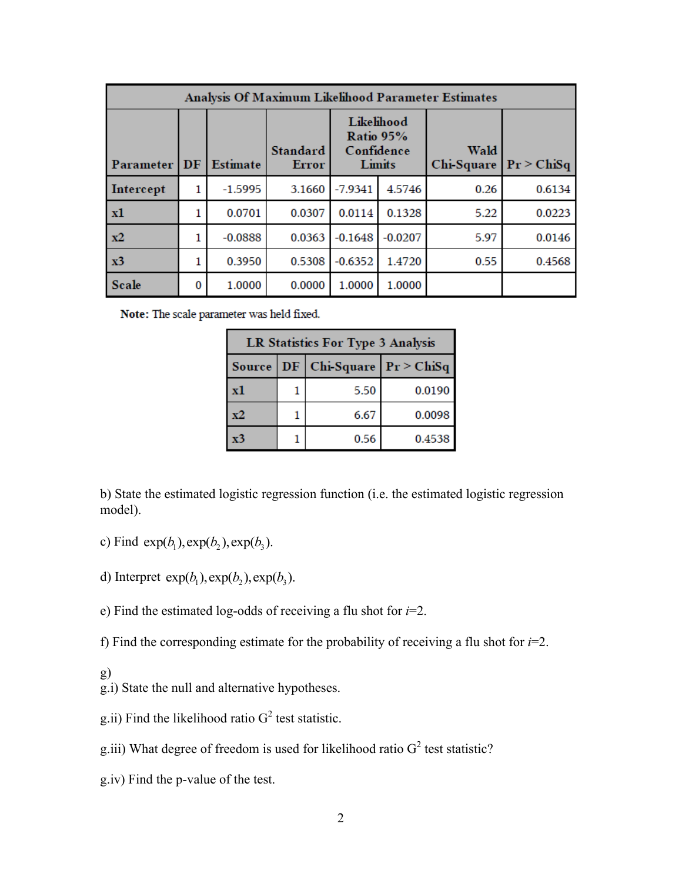| Analysis Of Maximum Likelihood Parameter Estimates | | | | | | | |
|---|---|---|---|---|---|---|---|
| Parameter | DF | Estimate | Standard Error | Likelihood Ratio 95% Confidence Limits | | Wald Chi-Square | Pr > ChiSq |
| Intercept | 1 | -1.5995 | 3.1660 | -7.9341 | 4.5746 | 0.26 | 0.6134 |
| x1 | 1 | 0.0701 | 0.0307 | 0.0114 | 0.1328 | 5.22 | 0.0223 |
| x2 | 1 | -0.0888 | 0.0363 | -0.1648 | -0.0207 | 5.97 | 0.0146 |
| x3 | 1 | 0.3950 | 0.5308 | -0.6352 | 1.4720 | 0.55 | 0.4568 |
| Scale | 0 | 1.0000 | 0.0000 | 1.0000 | 1.0000 | | |

**Note:** The scale parameter was held fixed.

| LR Statistics For Type 3 Analysis | | | |
|---|---|---|---|
| Source | DF | Chi-Square | Pr > ChiSq |
| x1 | 1 | 5.50 | 0.0190 |
| x2 | 1 | 6.67 | 0.0098 |
| x3 | 1 | 0.56 | 0.4538 |

b) State the estimated logistic regression function (i.e. the estimated logistic regression model).

c) Find $\exp(b_1), \exp(b_2), \exp(b_3)$.

d) Interpret $\exp(b_1), \exp(b_2), \exp(b_3)$.

e) Find the estimated log-odds of receiving a flu shot for $i$=2.

f) Find the corresponding estimate for the probability of receiving a flu shot for $i$=2.

g)
g.i) State the null and alternative hypotheses.

g.ii) Find the likelihood ratio $G^2$ test statistic.

g.iii) What degree of freedom is used for likelihood ratio $G^2$ test statistic?

g.iv) Find the p-value of the test.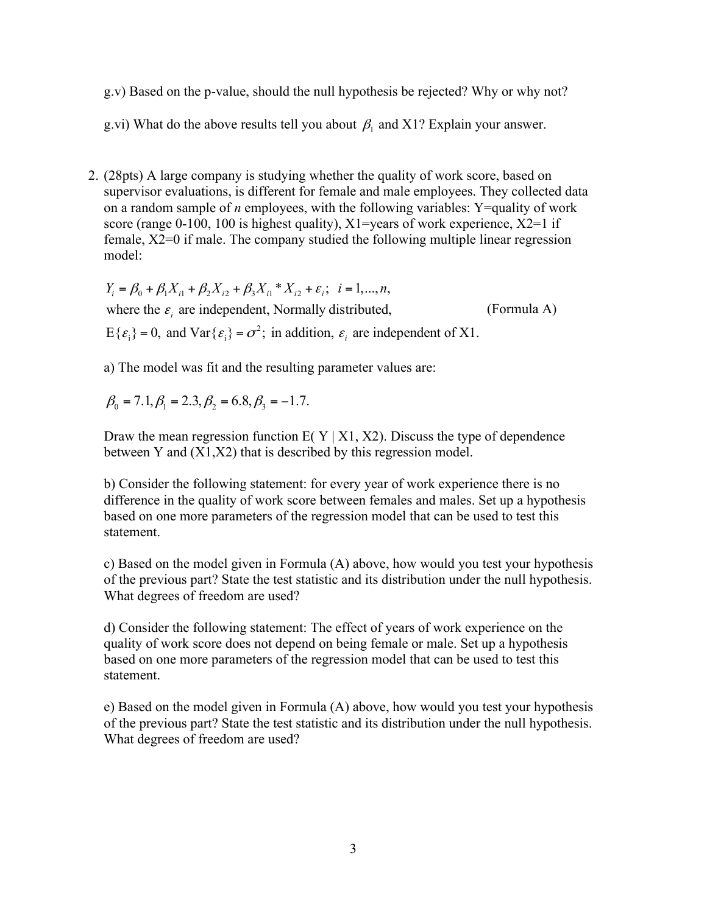g.v) Based on the p-value, should the null hypothesis be rejected? Why or why not?

g.vi) What do the above results tell you about $\beta_1$ and X1? Explain your answer.

2. (28pts) A large company is studying whether the quality of work score, based on supervisor evaluations, is different for female and male employees. They collected data on a random sample of *n* employees, with the following variables: Y=quality of work score (range 0-100, 100 is highest quality), X1=years of work experience, X2=1 if female, X2=0 if male. The company studied the following multiple linear regression model:

   $$Y_i = \beta_0 + \beta_1 X_{i1} + \beta_2 X_{i2} + \beta_3 X_{i1} * X_{i2} + \varepsilon_i; \quad i = 1, ..., n,$$

   where the $\varepsilon_i$ are independent, Normally distributed, (Formula A)

   $E\{\varepsilon_i\} = 0$, and $Var\{\varepsilon_i\} = \sigma^2$; in addition, $\varepsilon_i$ are independent of X1.

   a) The model was fit and the resulting parameter values are:

   $$\beta_0 = 7.1, \beta_1 = 2.3, \beta_2 = 6.8, \beta_3 = -1.7.$$

   Draw the mean regression function E( Y | X1, X2). Discuss the type of dependence between Y and (X1,X2) that is described by this regression model.

   b) Consider the following statement: for every year of work experience there is no difference in the quality of work score between females and males. Set up a hypothesis based on one more parameters of the regression model that can be used to test this statement.

   c) Based on the model given in Formula (A) above, how would you test your hypothesis of the previous part? State the test statistic and its distribution under the null hypothesis. What degrees of freedom are used?

   d) Consider the following statement: The effect of years of work experience on the quality of work score does not depend on being female or male. Set up a hypothesis based on one more parameters of the regression model that can be used to test this statement.

   e) Based on the model given in Formula (A) above, how would you test your hypothesis of the previous part? State the test statistic and its distribution under the null hypothesis. What degrees of freedom are used?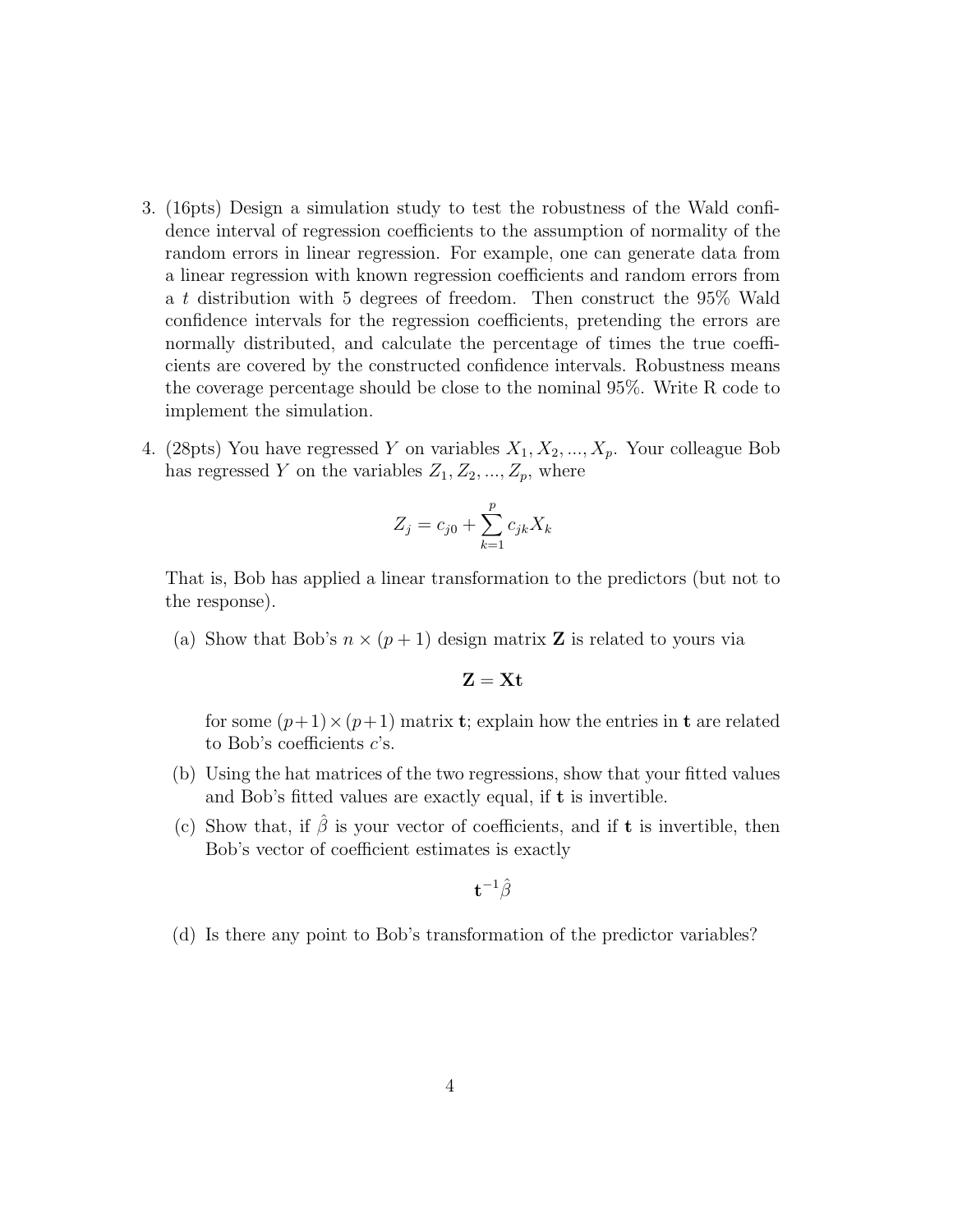3. (16pts) Design a simulation study to test the robustness of the Wald confidence interval of regression coefficients to the assumption of normality of the random errors in linear regression. For example, one can generate data from a linear regression with known regression coefficients and random errors from a $t$ distribution with 5 degrees of freedom. Then construct the 95% Wald confidence intervals for the regression coefficients, pretending the errors are normally distributed, and calculate the percentage of times the true coefficients are covered by the constructed confidence intervals. Robustness means the coverage percentage should be close to the nominal 95%. Write R code to implement the simulation.

4. (28pts) You have regressed $Y$ on variables $X_1, X_2, ..., X_p$. Your colleague Bob has regressed $Y$ on the variables $Z_1, Z_2, ..., Z_p$, where

$$Z_j = c_{j0} + \sum_{k=1}^{p} c_{jk} X_k$$

That is, Bob has applied a linear transformation to the predictors (but not to the response).

   (a) Show that Bob's $n \times (p+1)$ design matrix $\mathbf{Z}$ is related to yours via

   $$\mathbf{Z} = \mathbf{X}\mathbf{t}$$

   for some $(p+1) \times (p+1)$ matrix $\mathbf{t}$; explain how the entries in $\mathbf{t}$ are related to Bob's coefficients $c$'s.

   (b) Using the hat matrices of the two regressions, show that your fitted values and Bob's fitted values are exactly equal, if $\mathbf{t}$ is invertible.

   (c) Show that, if $\hat{\beta}$ is your vector of coefficients, and if $\mathbf{t}$ is invertible, then Bob's vector of coefficient estimates is exactly

   $$\mathbf{t}^{-1}\hat{\beta}$$

   (d) Is there any point to Bob's transformation of the predictor variables?